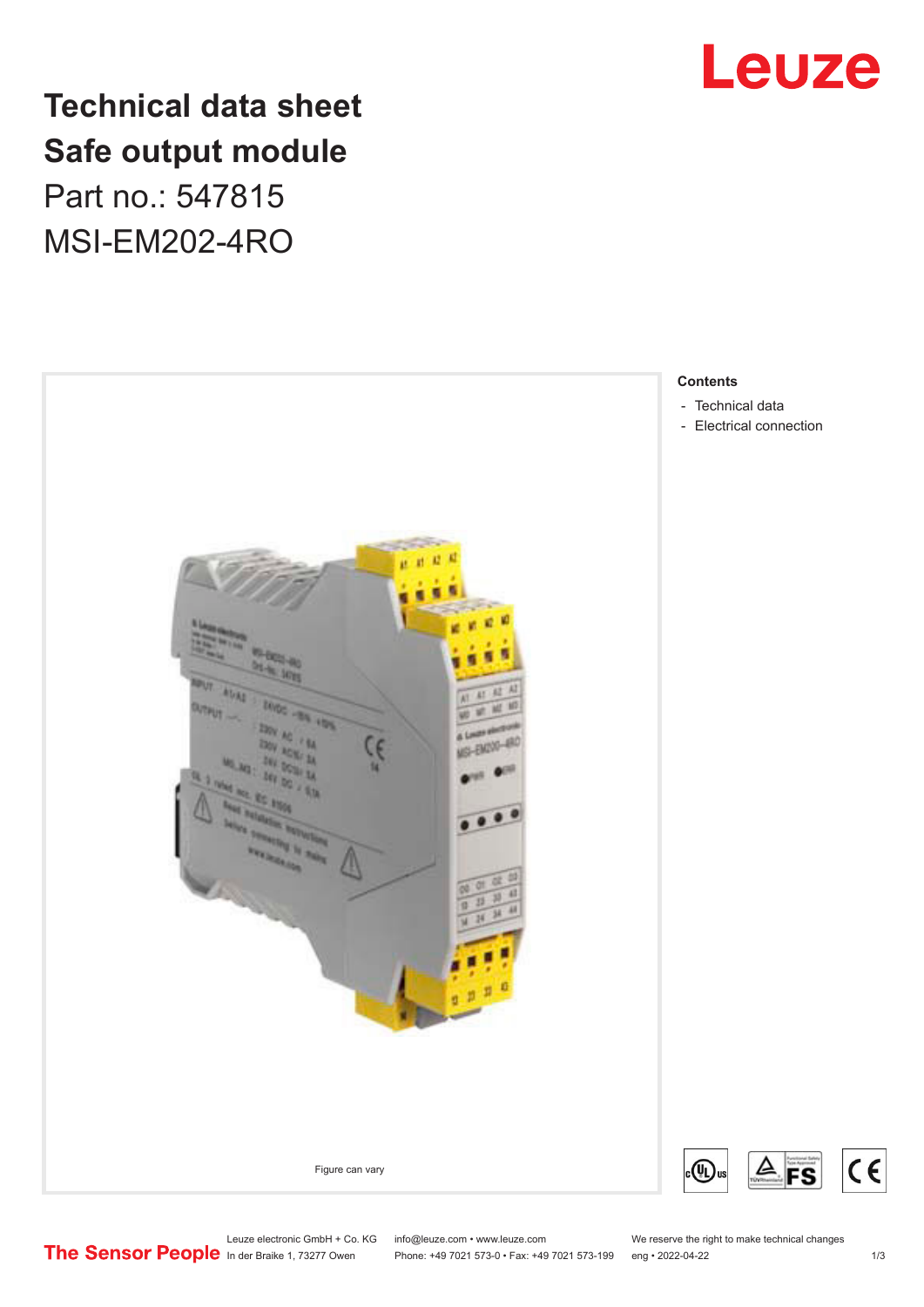# Technical data sheet
# Safe output module

Part no.: 547815

MSI-EM202-4RO

Figure can vary

**Contents**

- Technical data
- Electrical connection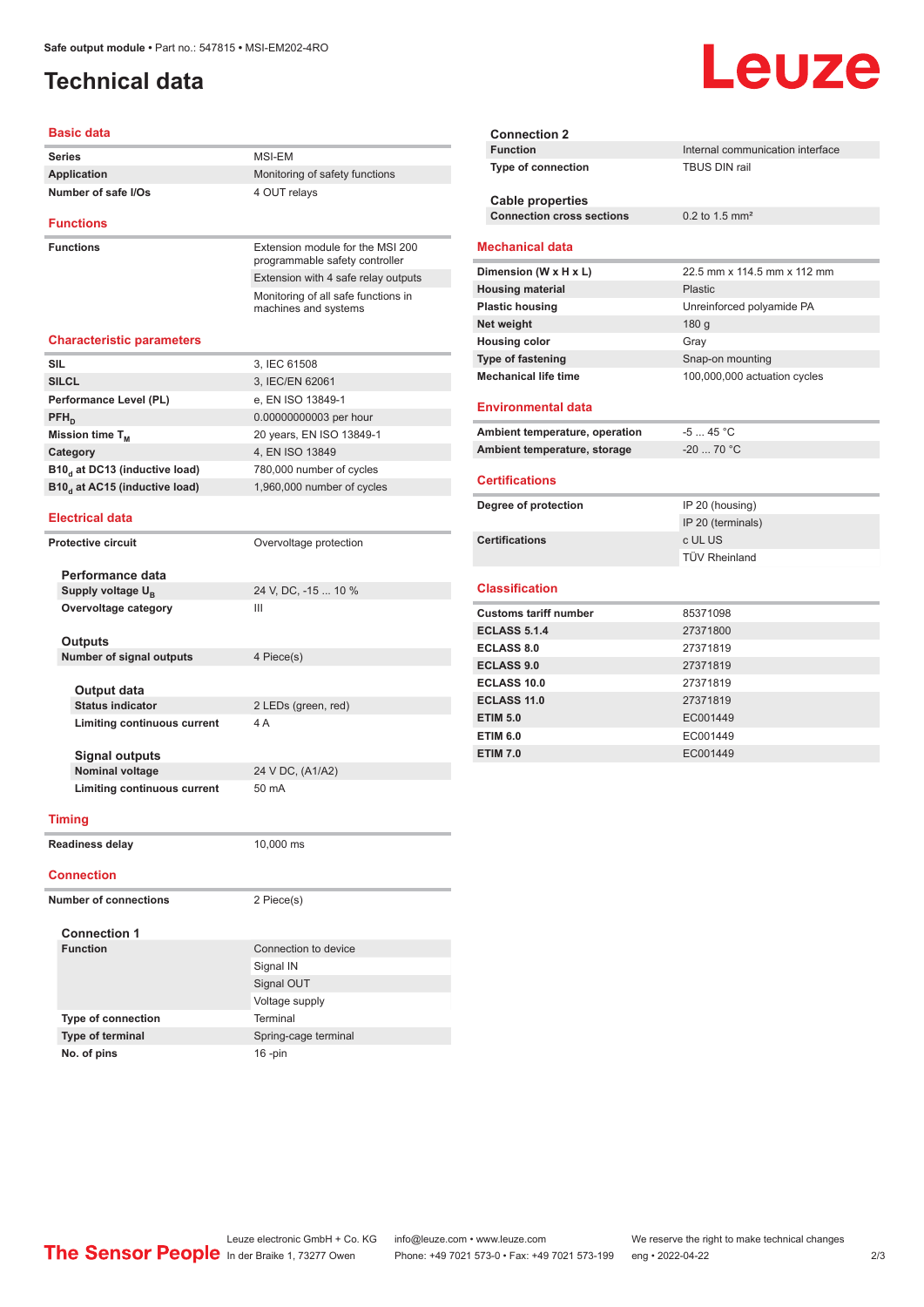Safe output module • Part no.: 547815 • MSI-EM202-4RO

# Technical data

## Basic data

| | |
|---|---|
| Series | MSI-EM |
| Application | Monitoring of safety functions |
| Number of safe I/Os | 4 OUT relays |

## Functions

| | |
|---|---|
| Functions | Extension module for the MSI 200 programmable safety controller |
| | Extension with 4 safe relay outputs |
| | Monitoring of all safe functions in machines and systems |

## Characteristic parameters

| | |
|---|---|
| SIL | 3, IEC 61508 |
| SILCL | 3, IEC/EN 62061 |
| Performance Level (PL) | e, EN ISO 13849-1 |
| $PFH_D$ | 0.00000000003 per hour |
| Mission time $T_M$ | 20 years, EN ISO 13849-1 |
| Category | 4, EN ISO 13849 |
| $B10_d$ at DC13 (inductive load) | 780,000 number of cycles |
| $B10_d$ at AC15 (inductive load) | 1,960,000 number of cycles |

## Electrical data

| | |
|---|---|
| Protective circuit | Overvoltage protection |

### Performance data

| | |
|---|---|
| Supply voltage $U_B$ | 24 V, DC, -15 ... 10 % |
| Overvoltage category | III |

### Outputs

| | |
|---|---|
| Number of signal outputs | 4 Piece(s) |

#### Output data

| | |
|---|---|
| Status indicator | 2 LEDs (green, red) |
| Limiting continuous current | 4 A |

#### Signal outputs

| | |
|---|---|
| Nominal voltage | 24 V DC, (A1/A2) |
| Limiting continuous current | 50 mA |

## Timing

| | |
|---|---|
| Readiness delay | 10,000 ms |

## Connection

| | |
|---|---|
| Number of connections | 2 Piece(s) |

### Connection 1

| | |
|---|---|
| Function | Connection to device |
| | Signal IN |
| | Signal OUT |
| | Voltage supply |
| Type of connection | Terminal |
| Type of terminal | Spring-cage terminal |
| No. of pins | 16 -pin |

### Connection 2

| | |
|---|---|
| Function | Internal communication interface |
| Type of connection | TBUS DIN rail |

### Cable properties

| | |
|---|---|
| Connection cross sections | 0.2 to 1.5 mm² |

## Mechanical data

| | |
|---|---|
| Dimension (W x H x L) | 22.5 mm x 114.5 mm x 112 mm |
| Housing material | Plastic |
| Plastic housing | Unreinforced polyamide PA |
| Net weight | 180 g |
| Housing color | Gray |
| Type of fastening | Snap-on mounting |
| Mechanical life time | 100,000,000 actuation cycles |

## Environmental data

| | |
|---|---|
| Ambient temperature, operation | -5 ... 45 °C |
| Ambient temperature, storage | -20 ... 70 °C |

## Certifications

| | |
|---|---|
| Degree of protection | IP 20 (housing) |
| | IP 20 (terminals) |
| Certifications | c UL US |
| | TÜV Rheinland |

## Classification

| | |
|---|---|
| Customs tariff number | 85371098 |
| ECLASS 5.1.4 | 27371800 |
| ECLASS 8.0 | 27371819 |
| ECLASS 9.0 | 27371819 |
| ECLASS 10.0 | 27371819 |
| ECLASS 11.0 | 27371819 |
| ETIM 5.0 | EC001449 |
| ETIM 6.0 | EC001449 |
| ETIM 7.0 | EC001449 |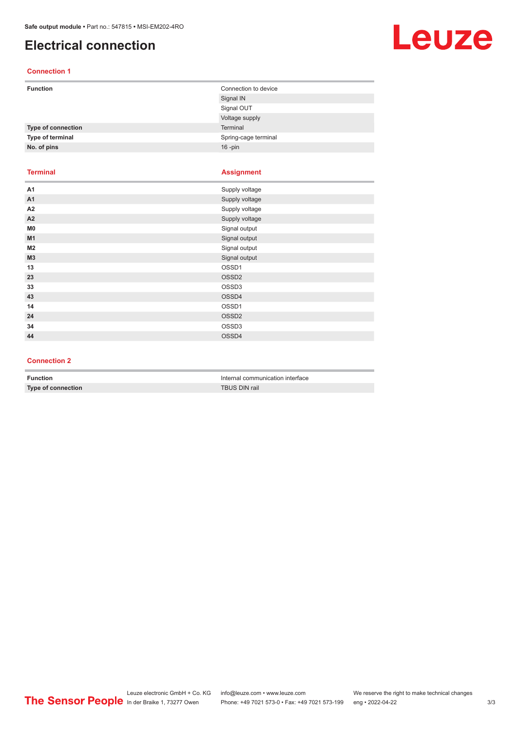# Electrical connection

### Connection 1

| | |
|---|---|
| **Function** | Connection to device |
| | Signal IN |
| | Signal OUT |
| | Voltage supply |
| **Type of connection** | Terminal |
| **Type of terminal** | Spring-cage terminal |
| **No. of pins** | 16 -pin |

| Terminal | Assignment |
|---|---|
| **A1** | Supply voltage |
| **A1** | Supply voltage |
| **A2** | Supply voltage |
| **A2** | Supply voltage |
| **M0** | Signal output |
| **M1** | Signal output |
| **M2** | Signal output |
| **M3** | Signal output |
| **13** | OSSD1 |
| **23** | OSSD2 |
| **33** | OSSD3 |
| **43** | OSSD4 |
| **14** | OSSD1 |
| **24** | OSSD2 |
| **34** | OSSD3 |
| **44** | OSSD4 |

### Connection 2

| | |
|---|---|
| **Function** | Internal communication interface |
| **Type of connection** | TBUS DIN rail |